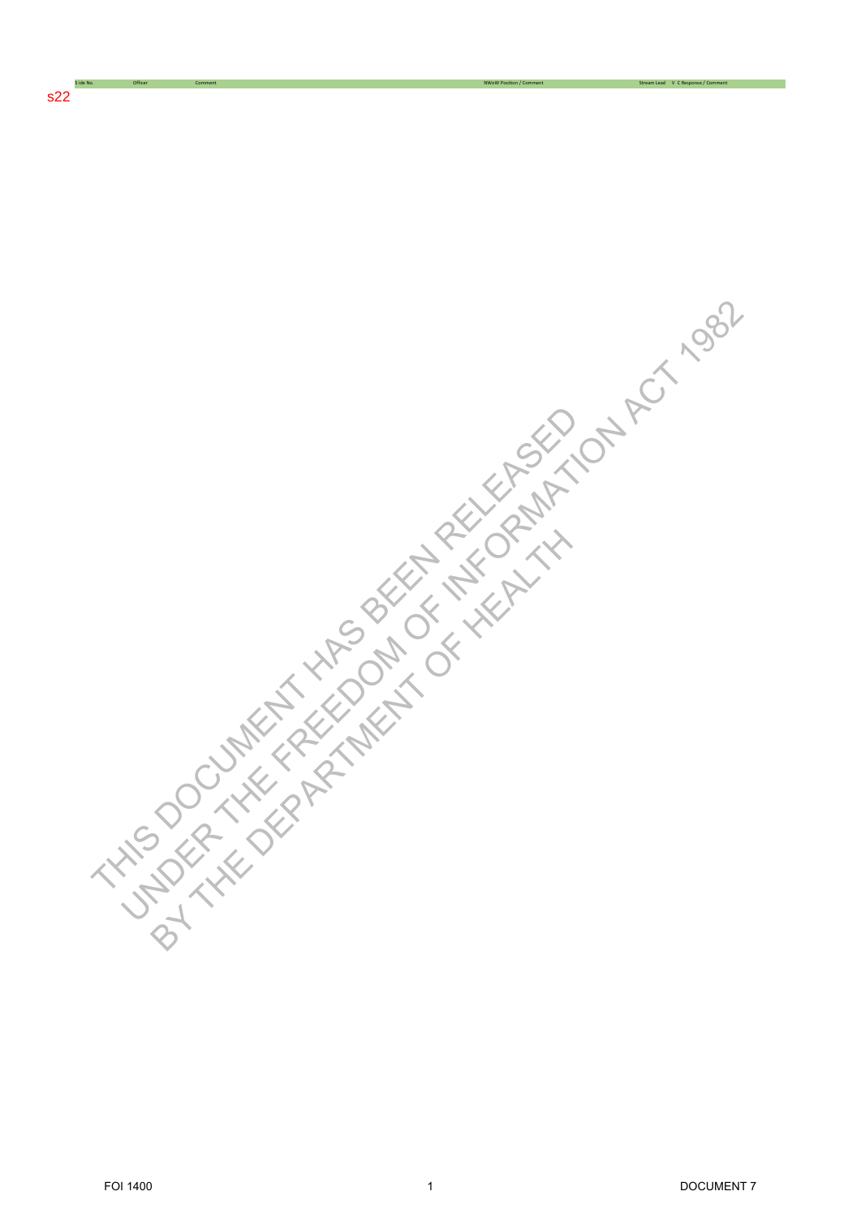| Slide No. | Officer | Comment | NWoW Position / Comment | Stream Lead | V C Response / Comment |
|---|---|---|---|---|---|

s22

THIS DOCUMENT HAS BEEN RELEASED UNDER THE FREEDOM OF INFORMATION ACT 1982 BY THE DEPARTMENT OF HEALTH

FOI 1400

DOCUMENT 7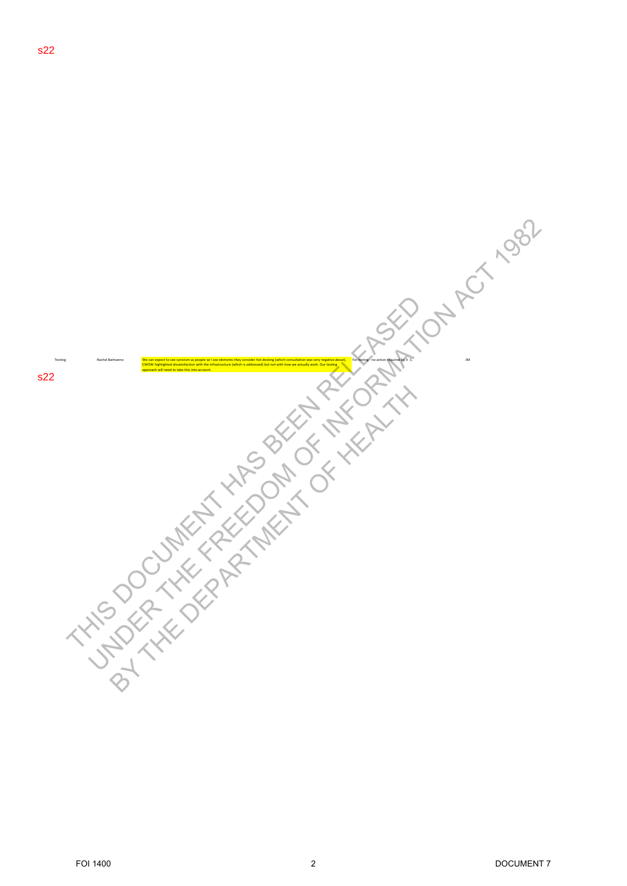s22

| | | | | |
|---|---|---|---|---|
| Testing | Rachel Balmanno | We can expect to see cynicism as people wi l see elements they consider hot desking (which consultation was very negative about). CWOW highlighted dissatisfaction with the infrastructure (which is addressed) but not with how we actually work. Our testing approach will need to take this into account. | For Noting - no action required by V. C. | JM |

s22

THIS DOCUMENT HAS BEEN RELEASED UNDER THE FREEDOM OF INFORMATION ACT 1982 BY THE DEPARTMENT OF HEALTH

FOI 1400

DOCUMENT 7